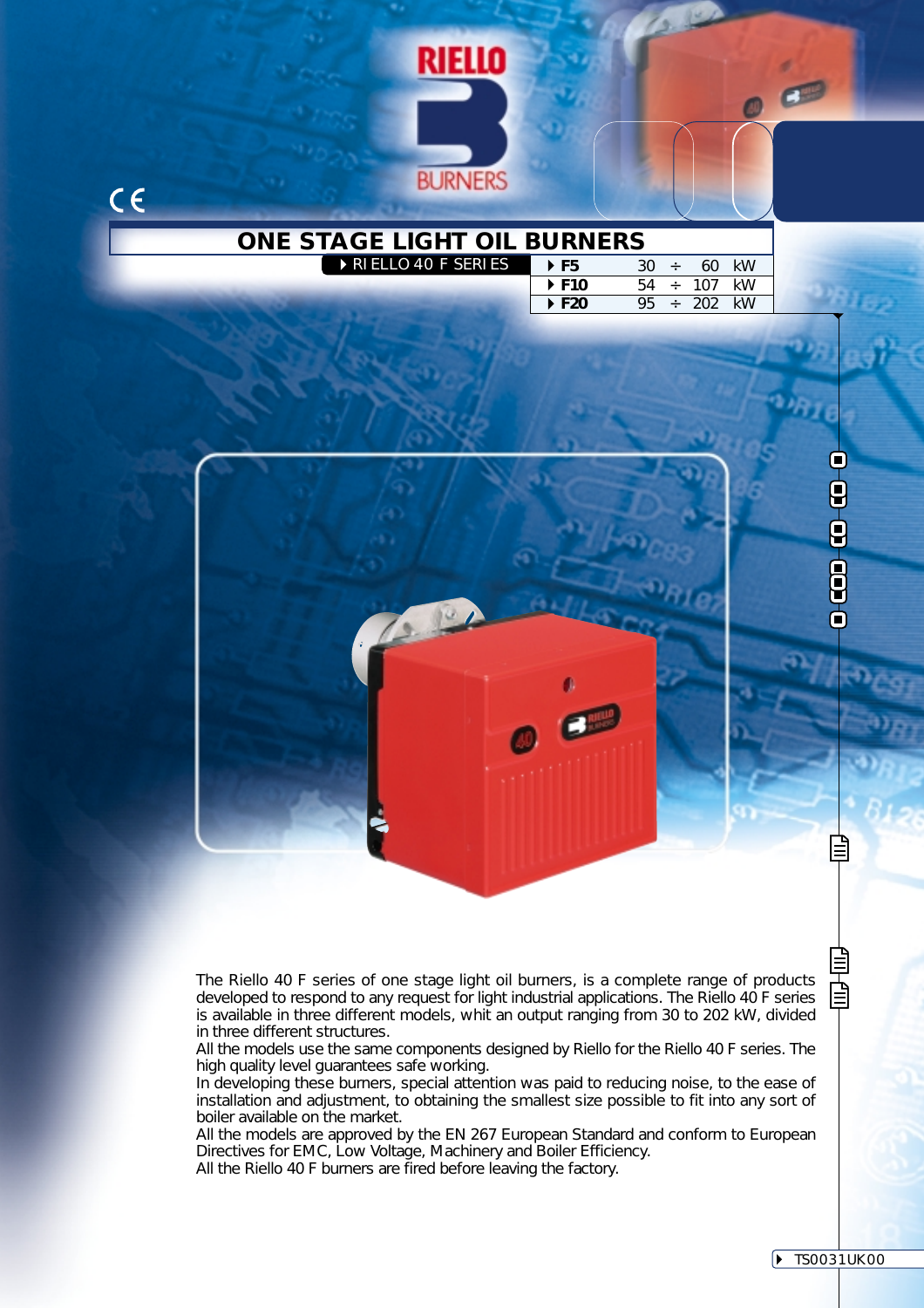# ONE STAGE LIGHT OIL BURNERS

RIELLO 40 F SERIES

| Model | Output |
|---|---|
| F5 | 30 ÷ 60 kW |
| F10 | 54 ÷ 107 kW |
| F20 | 95 ÷ 202 kW |

The Riello 40 F series of one stage light oil burners, is a complete range of products developed to respond to any request for light industrial applications. The Riello 40 F series is available in three different models, whit an output ranging from 30 to 202 kW, divided in three different structures.

All the models use the same components designed by Riello for the Riello 40 F series. The high quality level guarantees safe working.

In developing these burners, special attention was paid to reducing noise, to the ease of installation and adjustment, to obtaining the smallest size possible to fit into any sort of boiler available on the market.

All the models are approved by the EN 267 European Standard and conform to European Directives for EMC, Low Voltage, Machinery and Boiler Efficiency.

All the Riello 40 F burners are fired before leaving the factory.

TS0031UK00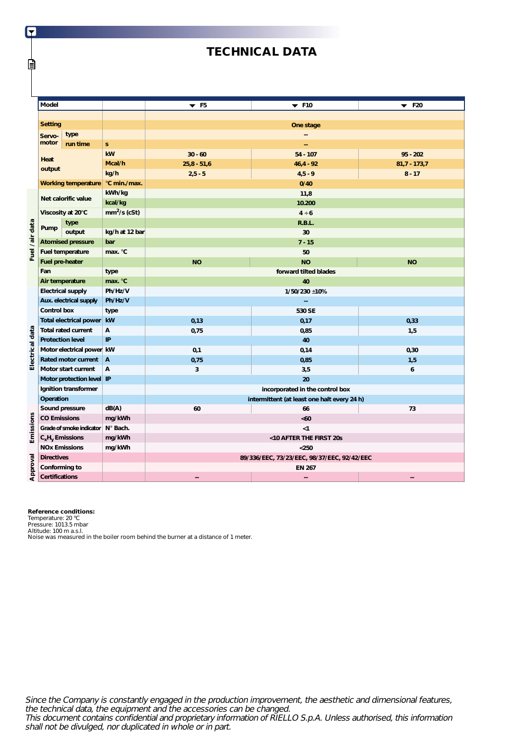# TECHNICAL DATA

| | Model | | | F5 | F10 | F20 |
|---|---|---|---|---|---|---|
| | Setting | | | | One stage | |
| | Servo-motor | type | | | -- | |
| | | run time | s | | -- | |
| | Heat output | | kW | 30 - 60 | 54 - 107 | 95 - 202 |
| | | | Mcal/h | 25,8 - 51,6 | 46,4 - 92 | 81,7 - 173,7 |
| | | | kg/h | 2,5 - 5 | 4,5 - 9 | 8 - 17 |
| | Working temperature | | °C min./max. | | 0/40 | |
| Fuel / air data | Net calorific value | | kWh/kg | | 11,8 | |
| | | | kcal/kg | | 10.200 | |
| | Viscosity at 20°C | | $mm^2/s$ (cSt) | | 4 ÷ 6 | |
| | Pump | type | | | R.B.L. | |
| | | output | kg/h at 12 bar | | 30 | |
| | Atomised pressure | | bar | | 7 - 15 | |
| | Fuel temperature | | max. °C | | 50 | |
| | Fuel pre-heater | | | NO | NO | NO |
| | Fan | | type | | forward tilted blades | |
| | Air temperature | | max. °C | | 40 | |
| Electrical data | Electrical supply | | Ph/Hz/V | | 1/50/230 ±10% | |
| | Aux. electrical supply | | Ph/Hz/V | | -- | |
| | Control box | | type | | 530 SE | |
| | Total electrical power | | kW | 0,13 | 0,17 | 0,33 |
| | Total rated current | | A | 0,75 | 0,85 | 1,5 |
| | Protection level | | IP | | 40 | |
| | Motor electrical power | | kW | 0,1 | 0,14 | 0,30 |
| | Rated motor current | | A | 0,75 | 0,85 | 1,5 |
| | Motor start current | | A | 3 | 3,5 | 6 |
| | Motor protection level | | IP | | 20 | |
| | Ignition transformer | | | | incorporated in the control box | |
| | Operation | | | | intermittent (at least one halt every 24 h) | |
| Emissions | Sound pressure | | dB(A) | 60 | 66 | 73 |
| | CO Emissions | | mg/kWh | | <60 | |
| | Grade of smoke indicator | | N° Bach. | | <1 | |
| | $C_xH_y$ Emissions | | mg/kWh | | <10 AFTER THE FIRST 20s | |
| | NOx Emissions | | mg/kWh | | <250 | |
| Approval | Directives | | | | 89/336/EEC, 73/23/EEC, 98/37/EEC, 92/42/EEC | |
| | Conforming to | | | | EN 267 | |
| | Certifications | | | -- | -- | -- |

**Reference conditions:**
Temperature: 20 °C
Pressure: 1013.5 mbar
Altitude: 100 m a.s.l.
Noise was measured in the boiler room behind the burner at a distance of 1 meter.

*Since the Company is constantly engaged in the production improvement, the aesthetic and dimensional features, the technical data, the equipment and the accessories can be changed.*
*This document contains confidential and proprietary information of RIELLO S.p.A. Unless authorised, this information shall not be divulged, nor duplicated in whole or in part.*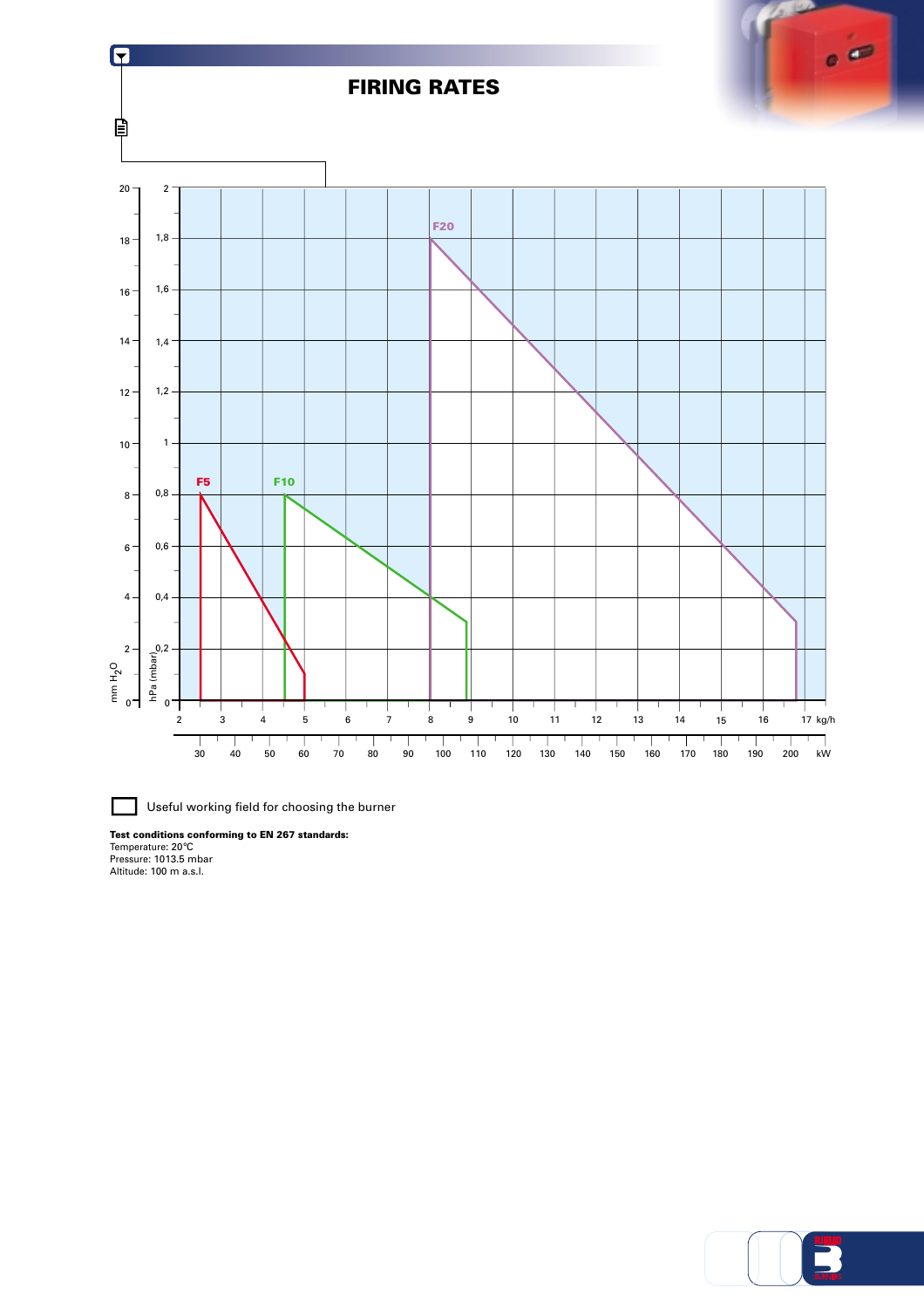# FIRING RATES

Useful working field for choosing the burner

**Test conditions conforming to EN 267 standards:**
Temperature: 20°C
Pressure: 1013.5 mbar
Altitude: 100 m a.s.l.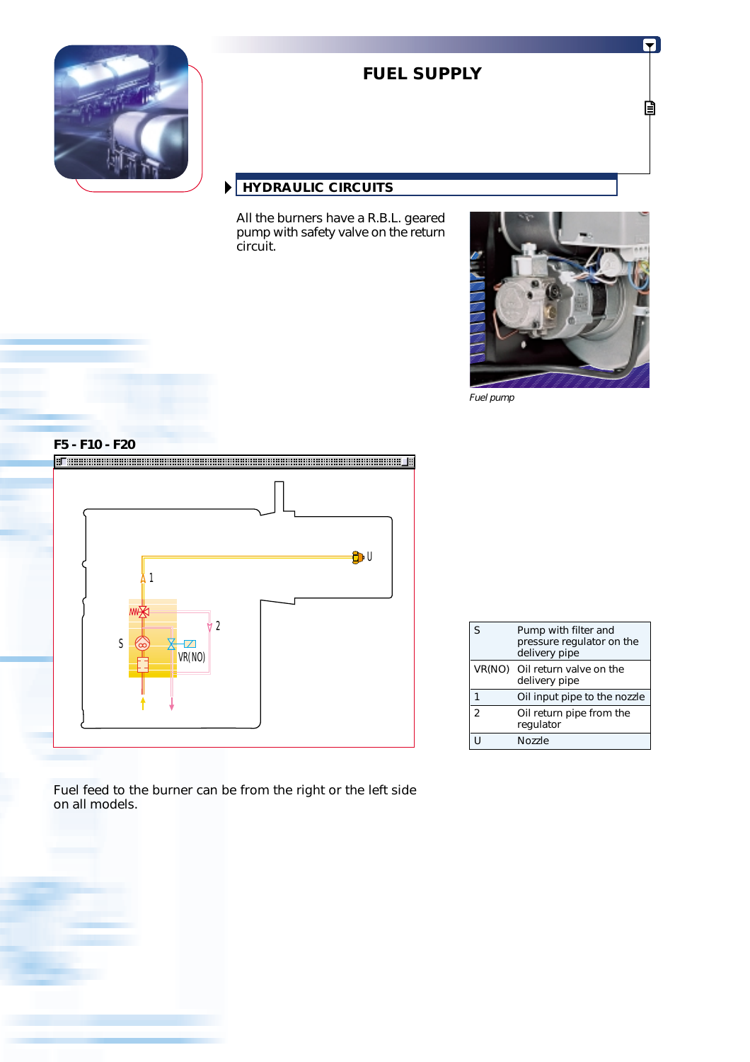# FUEL SUPPLY

## HYDRAULIC CIRCUITS

All the burners have a R.B.L. geared pump with safety valve on the return circuit.

*Fuel pump*

### F5 - F10 - F20

| | |
|---|---|
| S | Pump with filter and pressure regulator on the delivery pipe |
| VR(NO) | Oil return valve on the delivery pipe |
| 1 | Oil input pipe to the nozzle |
| 2 | Oil return pipe from the regulator |
| U | Nozzle |

Fuel feed to the burner can be from the right or the left side on all models.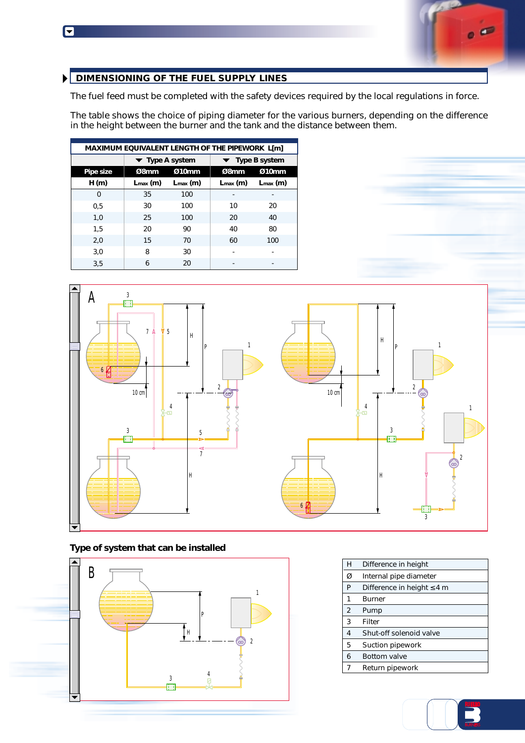## DIMENSIONING OF THE FUEL SUPPLY LINES

The fuel feed must be completed with the safety devices required by the local regulations in force.

The table shows the choice of piping diameter for the various burners, depending on the difference in the height between the burner and the tank and the distance between them.

| MAXIMUM EQUIVALENT LENGTH OF THE PIPEWORK L[m] | | | | |
|---|---|---|---|---|
| | Type A system | | Type B system | |
| Pipe size | Ø8mm | Ø10mm | Ø8mm | Ø10mm |
| H (m) | Lmax (m) | Lmax (m) | Lmax (m) | Lmax (m) |
| 0 | 35 | 100 | - | - |
| 0,5 | 30 | 100 | 10 | 20 |
| 1,0 | 25 | 100 | 20 | 40 |
| 1,5 | 20 | 90 | 40 | 80 |
| 2,0 | 15 | 70 | 60 | 100 |
| 3,0 | 8 | 30 | - | - |
| 3,5 | 6 | 20 | - | - |

### Type of system that can be installed

| | |
|---|---|
| H | Difference in height |
| Ø | Internal pipe diameter |
| P | Difference in height ≤4 m |
| 1 | Burner |
| 2 | Pump |
| 3 | Filter |
| 4 | Shut-off solenoid valve |
| 5 | Suction pipework |
| 6 | Bottom valve |
| 7 | Return pipework |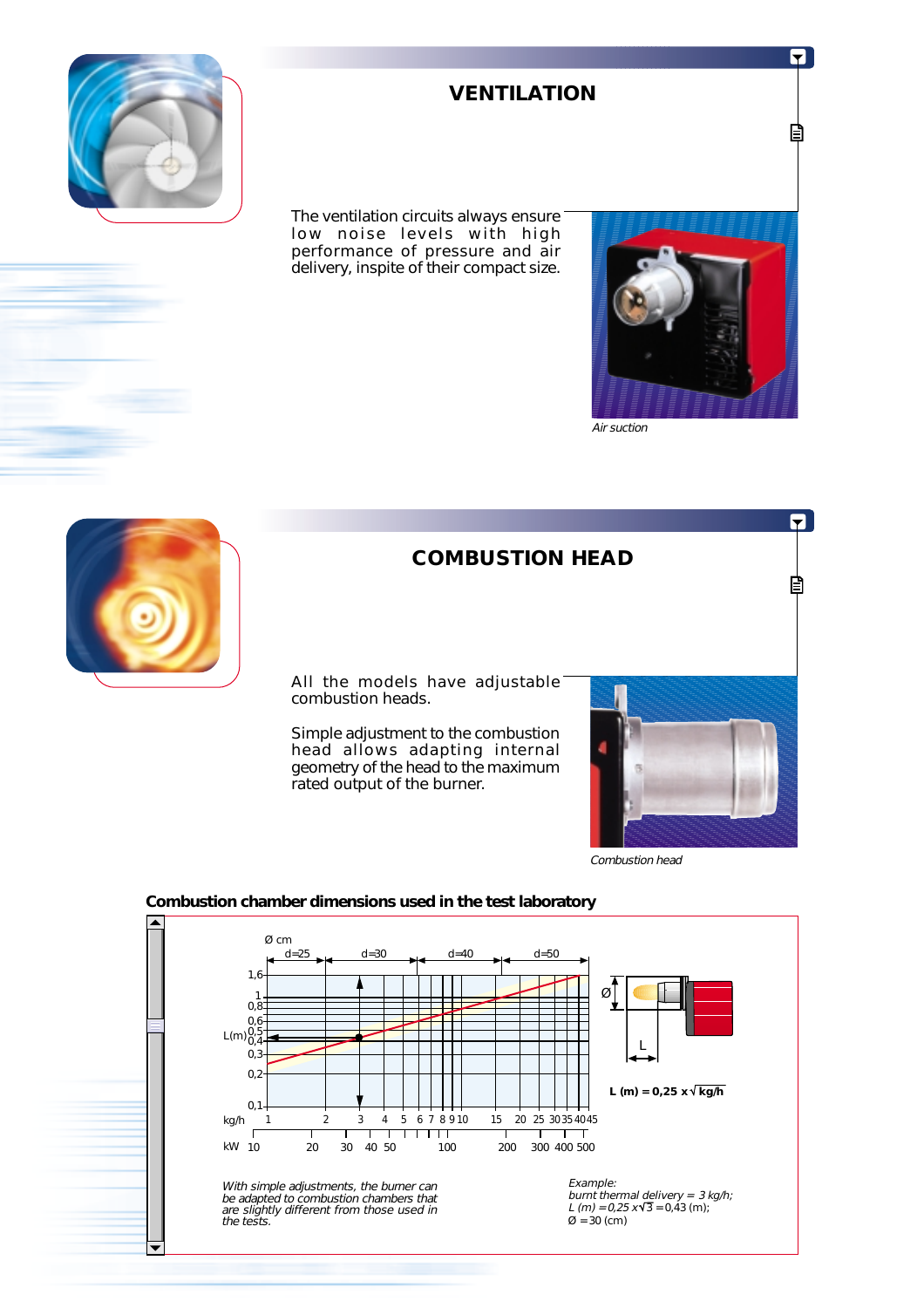## VENTILATION

The ventilation circuits always ensure low noise levels with high performance of pressure and air delivery, inspite of their compact size.

*Air suction*

## COMBUSTION HEAD

All the models have adjustable combustion heads.

Simple adjustment to the combustion head allows adapting internal geometry of the head to the maximum rated output of the burner.

*Combustion head*

### Combustion chamber dimensions used in the test laboratory

$L\ (m) = 0{,}25 \times \sqrt{kg/h}$

*With simple adjustments, the burner can be adapted to combustion chambers that are slightly different from those used in the tests.*

*Example:*
*burnt thermal delivery = 3 kg/h;*
*L (m) = 0,25 x* $\sqrt{3}$ = 0,43 (m);
Ø = 30 (cm)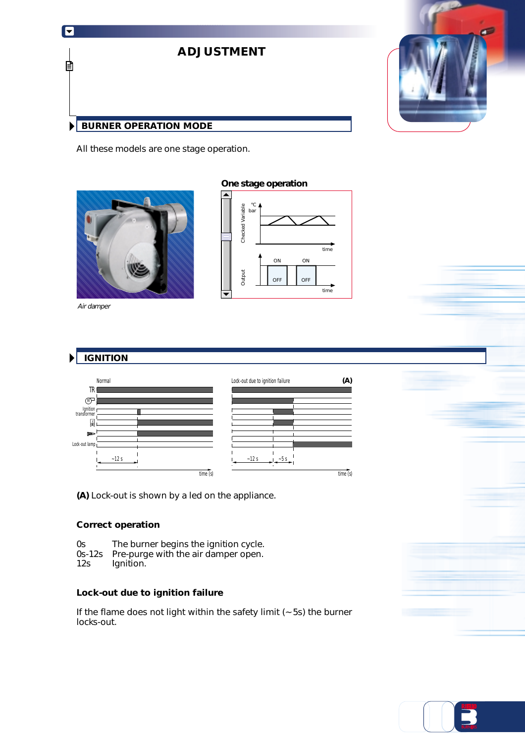# ADJUSTMENT

## BURNER OPERATION MODE

All these models are one stage operation.

*Air damper*

**One stage operation**

## IGNITION

**(A)** Lock-out is shown by a led on the appliance.

### Correct operation

0s The burner begins the ignition cycle.
0s-12s Pre-purge with the air damper open.
12s Ignition.

### Lock-out due to ignition failure

If the flame does not light within the safety limit (~5s) the burner locks-out.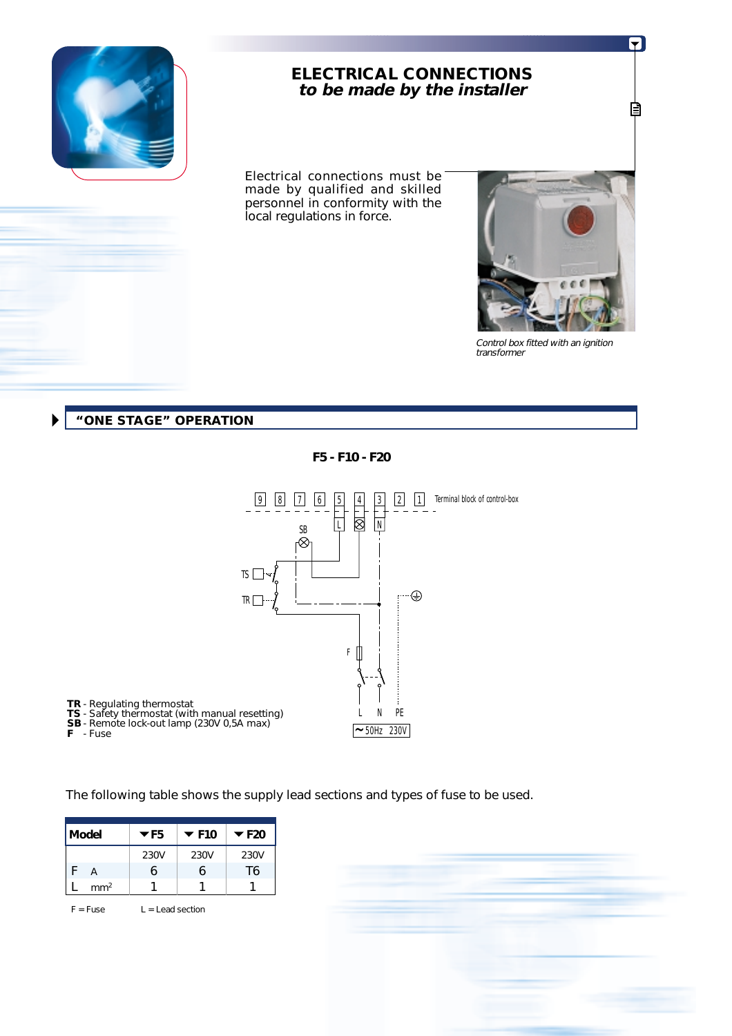# ELECTRICAL CONNECTIONS
## *to be made by the installer*

Electrical connections must be made by qualified and skilled personnel in conformity with the local regulations in force.

*Control box fitted with an ignition transformer*

## "ONE STAGE" OPERATION

**F5 - F10 - F20**

Terminal block of control-box

9 8 7 6 5 4 3 2 1

L ⊗ N

SB

TS

TR

F

L N PE

~50Hz 230V

**TR** - Regulating thermostat
**TS** - Safety thermostat (with manual resetting)
**SB** - Remote lock-out lamp (230V 0,5A max)
**F** - Fuse

The following table shows the supply lead sections and types of fuse to be used.

| Model | F5 | F10 | F20 |
|---|---|---|---|
| | 230V | 230V | 230V |
| F A | 6 | 6 | T6 |
| L mm² | 1 | 1 | 1 |

F = Fuse L = Lead section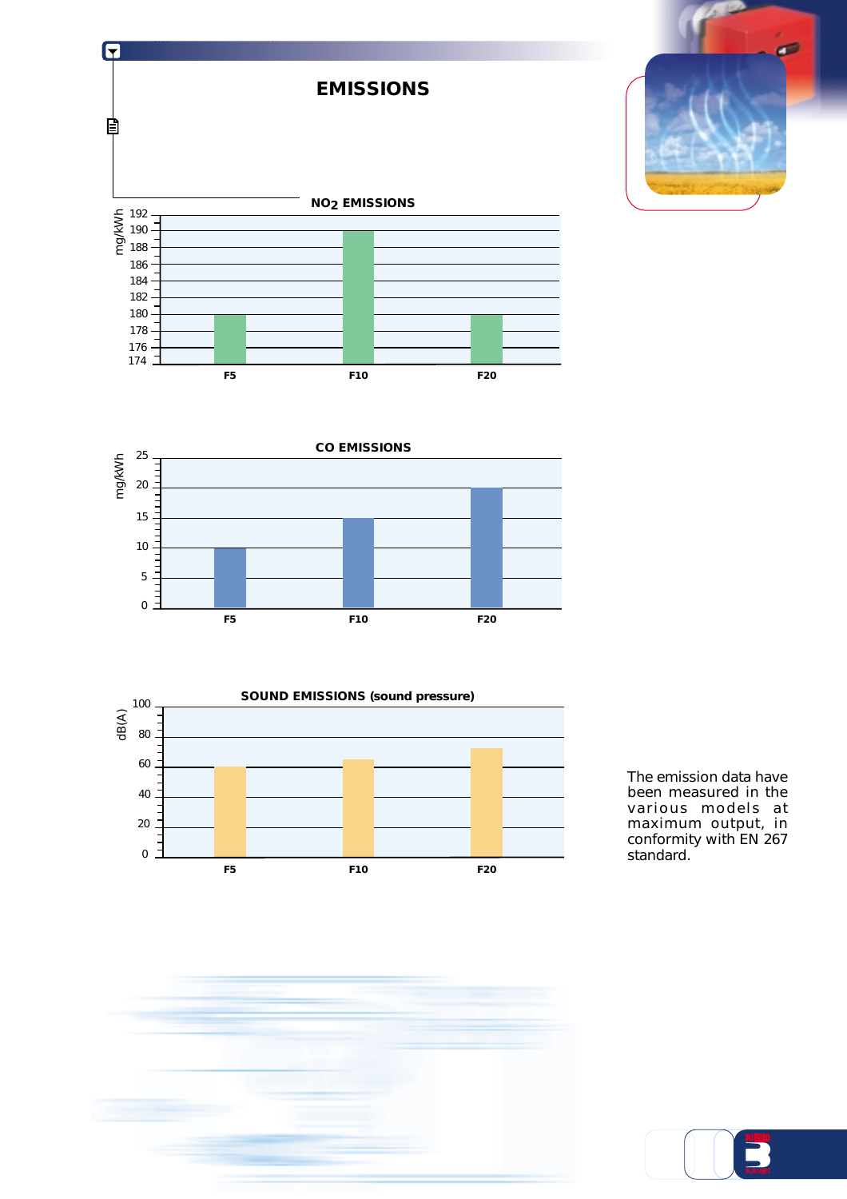# EMISSIONS

**$NO_2$ EMISSIONS**

| | F5 | F10 | F20 |
|---|---|---|---|
| mg/kWh | 180 | 190 | 180 |

**CO EMISSIONS**

| | F5 | F10 | F20 |
|---|---|---|---|
| mg/kWh | 10 | 15 | 20 |

**SOUND EMISSIONS (sound pressure)**

| | F5 | F10 | F20 |
|---|---|---|---|
| dB(A) | 60 | 65 | 72 |

The emission data have been measured in the various models at maximum output, in conformity with EN 267 standard.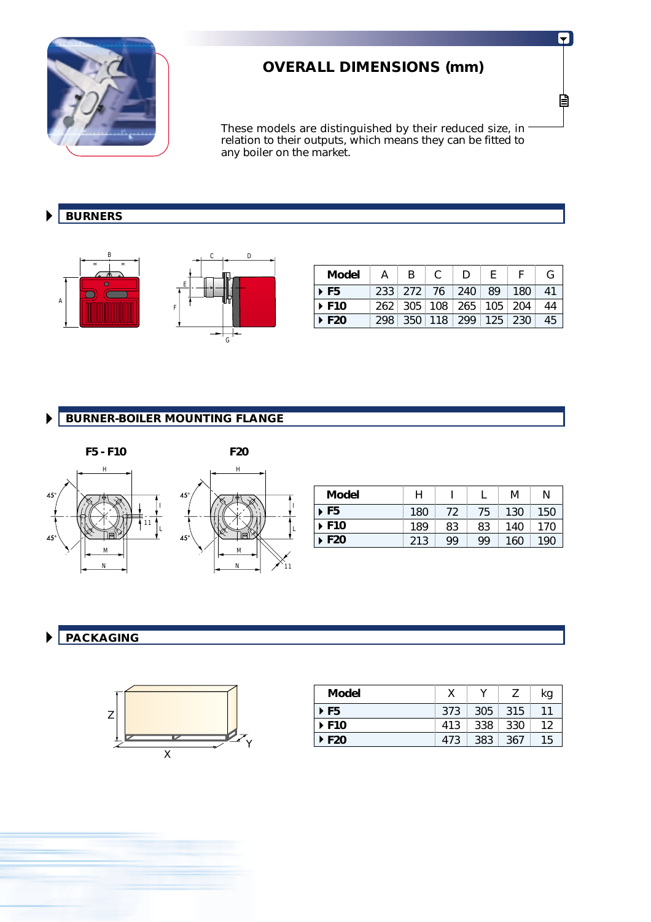# OVERALL DIMENSIONS (mm)

These models are distinguished by their reduced size, in relation to their outputs, which means they can be fitted to any boiler on the market.

## BURNERS

| Model | A | B | C | D | E | F | G |
|---|---|---|---|---|---|---|---|
| F5 | 233 | 272 | 76 | 240 | 89 | 180 | 41 |
| F10 | 262 | 305 | 108 | 265 | 105 | 204 | 44 |
| F20 | 298 | 350 | 118 | 299 | 125 | 230 | 45 |

## BURNER-BOILER MOUNTING FLANGE

F5 - F10    F20

| Model | H | I | L | M | N |
|---|---|---|---|---|---|
| F5 | 180 | 72 | 75 | 130 | 150 |
| F10 | 189 | 83 | 83 | 140 | 170 |
| F20 | 213 | 99 | 99 | 160 | 190 |

## PACKAGING

| Model | X | Y | Z | kg |
|---|---|---|---|---|
| F5 | 373 | 305 | 315 | 11 |
| F10 | 413 | 338 | 330 | 12 |
| F20 | 473 | 383 | 367 | 15 |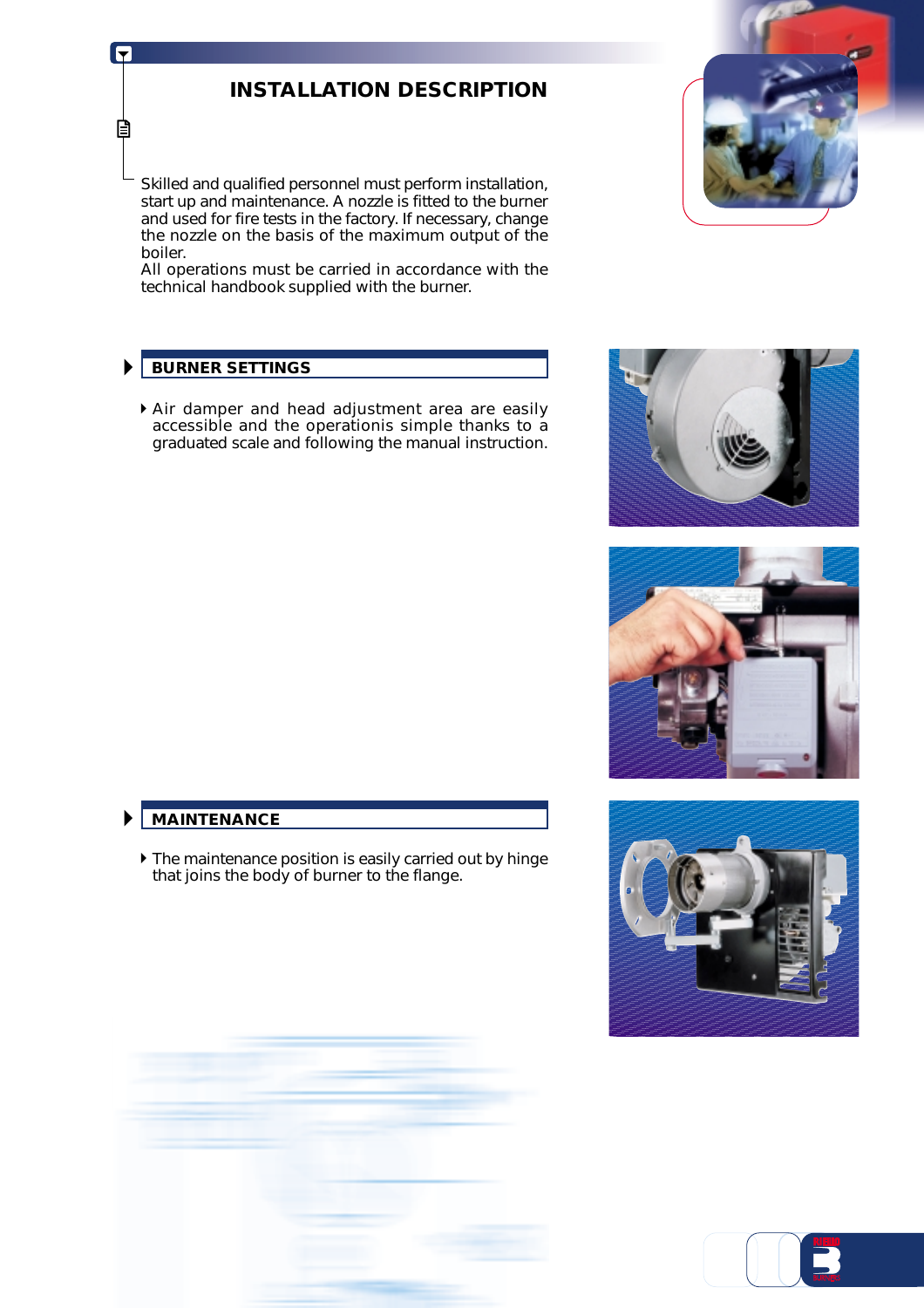# INSTALLATION DESCRIPTION

Skilled and qualified personnel must perform installation, start up and maintenance. A nozzle is fitted to the burner and used for fire tests in the factory. If necessary, change the nozzle on the basis of the maximum output of the boiler.
All operations must be carried in accordance with the technical handbook supplied with the burner.

## BURNER SETTINGS

- Air damper and head adjustment area are easily accessible and the operationis simple thanks to a graduated scale and following the manual instruction.

## MAINTENANCE

- The maintenance position is easily carried out by hinge that joins the body of burner to the flange.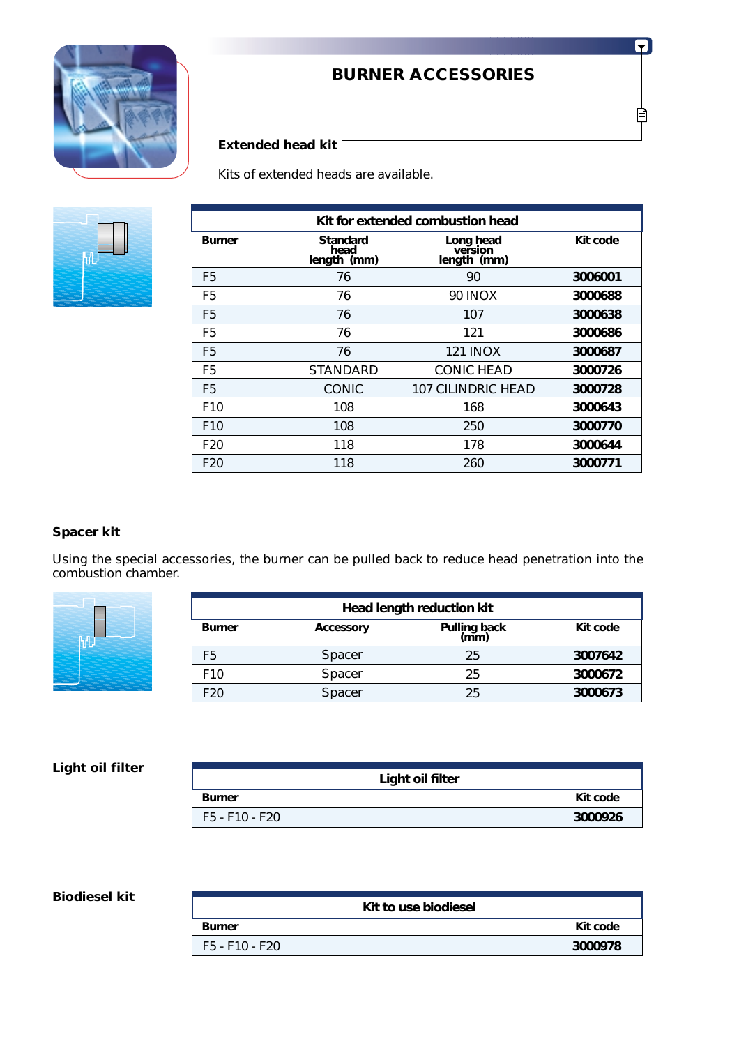# BURNER ACCESSORIES

## Extended head kit

Kits of extended heads are available.

| Kit for extended combustion head | | | |
|---|---|---|---|
| **Burner** | **Standard head length (mm)** | **Long head version length (mm)** | **Kit code** |
| F5 | 76 | 90 | **3006001** |
| F5 | 76 | 90 INOX | **3000688** |
| F5 | 76 | 107 | **3000638** |
| F5 | 76 | 121 | **3000686** |
| F5 | 76 | 121 INOX | **3000687** |
| F5 | STANDARD | CONIC HEAD | **3000726** |
| F5 | CONIC | 107 CILINDRIC HEAD | **3000728** |
| F10 | 108 | 168 | **3000643** |
| F10 | 108 | 250 | **3000770** |
| F20 | 118 | 178 | **3000644** |
| F20 | 118 | 260 | **3000771** |

## Spacer kit

Using the special accessories, the burner can be pulled back to reduce head penetration into the combustion chamber.

| Head length reduction kit | | | |
|---|---|---|---|
| **Burner** | **Accessory** | **Pulling back (mm)** | **Kit code** |
| F5 | Spacer | 25 | **3007642** |
| F10 | Spacer | 25 | **3000672** |
| F20 | Spacer | 25 | **3000673** |

## Light oil filter

| Light oil filter | |
|---|---|
| **Burner** | **Kit code** |
| F5 - F10 - F20 | **3000926** |

## Biodiesel kit

| Kit to use biodiesel | |
|---|---|
| **Burner** | **Kit code** |
| F5 - F10 - F20 | **3000978** |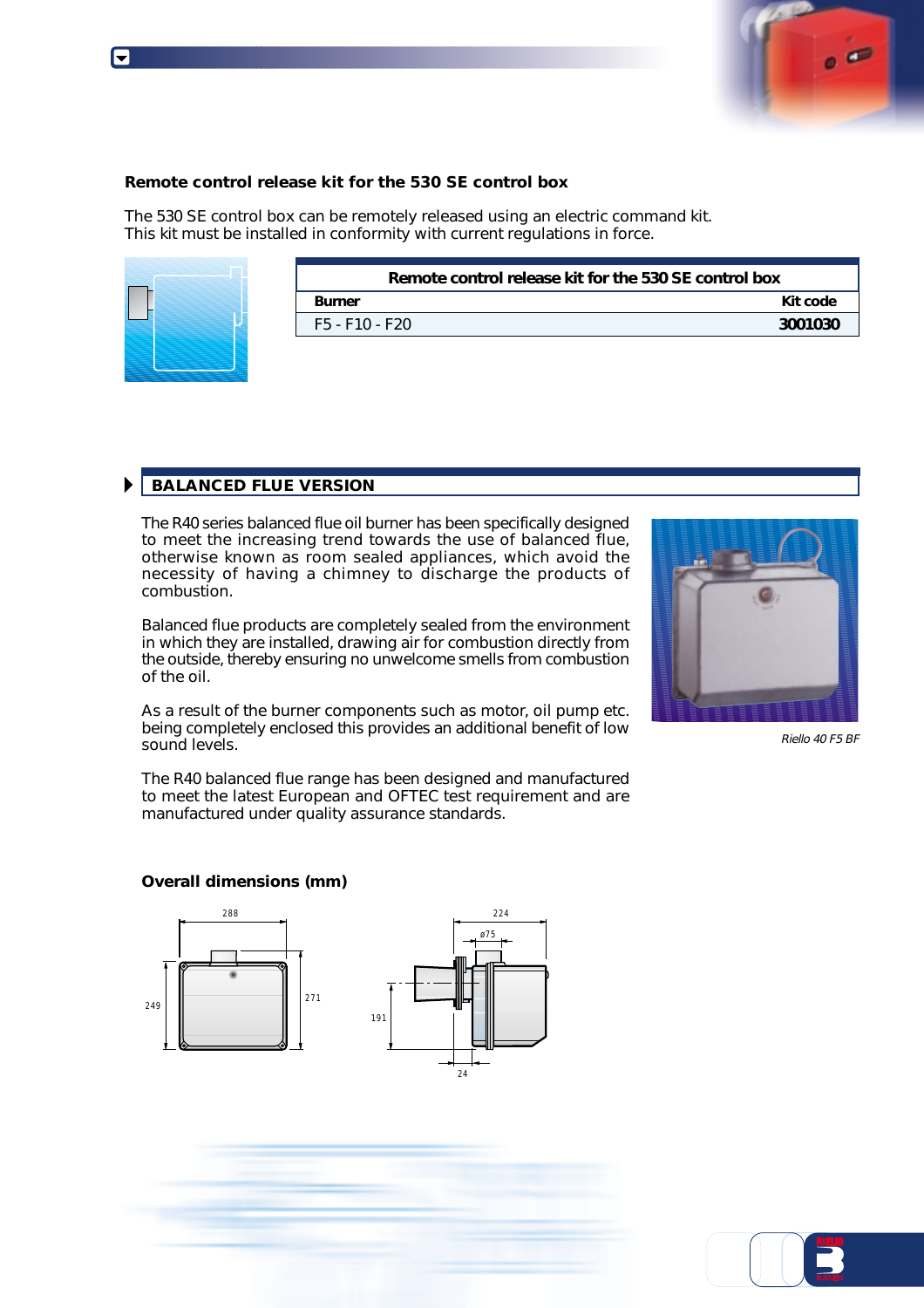### Remote control release kit for the 530 SE control box

The 530 SE control box can be remotely released using an electric command kit.
This kit must be installed in conformity with current regulations in force.

| Remote control release kit for the 530 SE control box | |
|---|---|
| **Burner** | **Kit code** |
| F5 - F10 - F20 | **3001030** |

## BALANCED FLUE VERSION

The R40 series balanced flue oil burner has been specifically designed to meet the increasing trend towards the use of balanced flue, otherwise known as room sealed appliances, which avoid the necessity of having a chimney to discharge the products of combustion.

Balanced flue products are completely sealed from the environment in which they are installed, drawing air for combustion directly from the outside, thereby ensuring no unwelcome smells from combustion of the oil.

As a result of the burner components such as motor, oil pump etc. being completely enclosed this provides an additional benefit of low sound levels.

The R40 balanced flue range has been designed and manufactured to meet the latest European and OFTEC test requirement and are manufactured under quality assurance standards.

*Riello 40 F5 BF*

### Overall dimensions (mm)

288 — 249 — 271 — 224 — ø75 — 191 — 24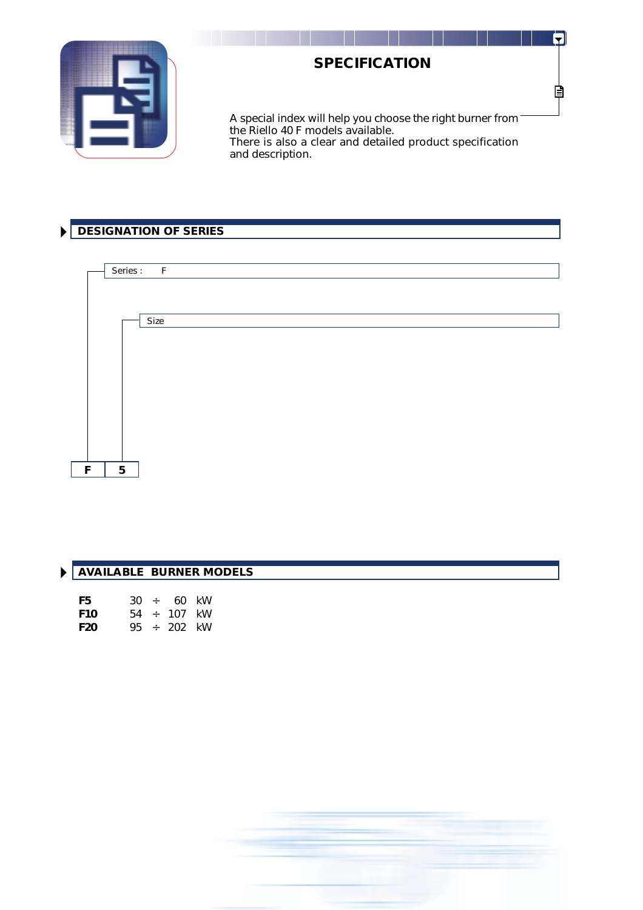# SPECIFICATION

A special index will help you choose the right burner from the Riello 40 F models available.
There is also a clear and detailed product specification and description.

## DESIGNATION OF SERIES

Series : F

Size

| F | 5 |
|---|---|

## AVAILABLE BURNER MODELS

| | | | | |
|---|---|---|---|---|
| **F5** | 30 | ÷ | 60 | kW |
| **F10** | 54 | ÷ | 107 | kW |
| **F20** | 95 | ÷ | 202 | kW |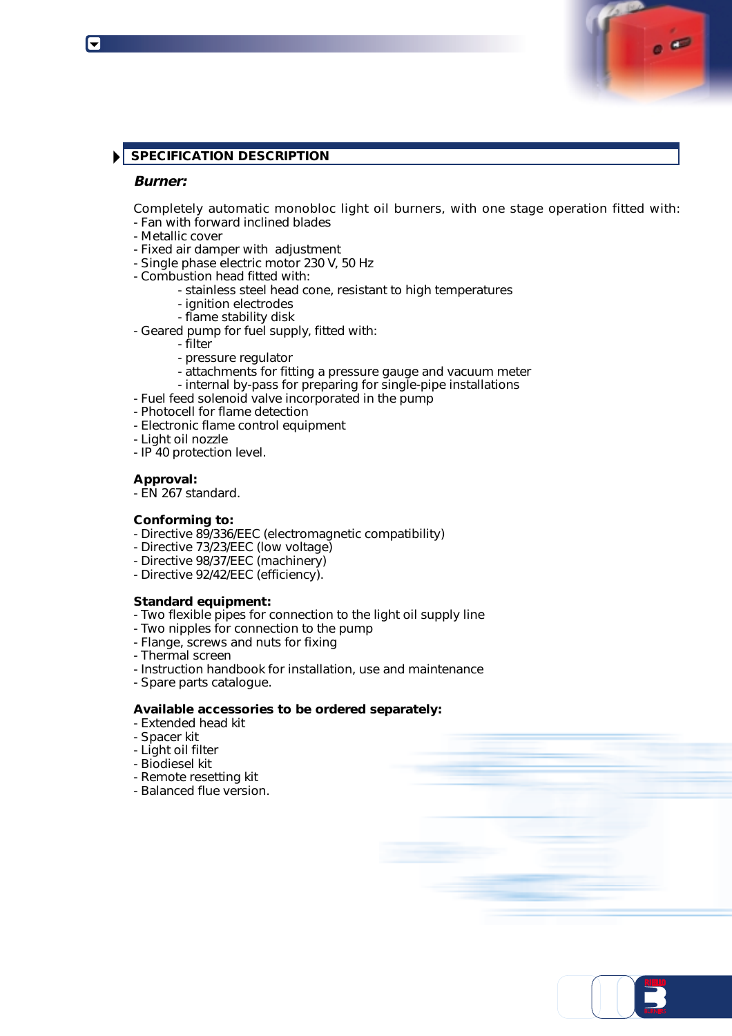## SPECIFICATION DESCRIPTION

***Burner:***

Completely automatic monobloc light oil burners, with one stage operation fitted with:
- Fan with forward inclined blades
- Metallic cover
- Fixed air damper with adjustment
- Single phase electric motor 230 V, 50 Hz
- Combustion head fitted with:
    - stainless steel head cone, resistant to high temperatures
    - ignition electrodes
    - flame stability disk
- Geared pump for fuel supply, fitted with:
    - filter
    - pressure regulator
    - attachments for fitting a pressure gauge and vacuum meter
    - internal by-pass for preparing for single-pipe installations
- Fuel feed solenoid valve incorporated in the pump
- Photocell for flame detection
- Electronic flame control equipment
- Light oil nozzle
- IP 40 protection level.

**Approval:**
- EN 267 standard.

**Conforming to:**
- Directive 89/336/EEC (electromagnetic compatibility)
- Directive 73/23/EEC (low voltage)
- Directive 98/37/EEC (machinery)
- Directive 92/42/EEC (efficiency).

**Standard equipment:**
- Two flexible pipes for connection to the light oil supply line
- Two nipples for connection to the pump
- Flange, screws and nuts for fixing
- Thermal screen
- Instruction handbook for installation, use and maintenance
- Spare parts catalogue.

**Available accessories to be ordered separately:**
- Extended head kit
- Spacer kit
- Light oil filter
- Biodiesel kit
- Remote resetting kit
- Balanced flue version.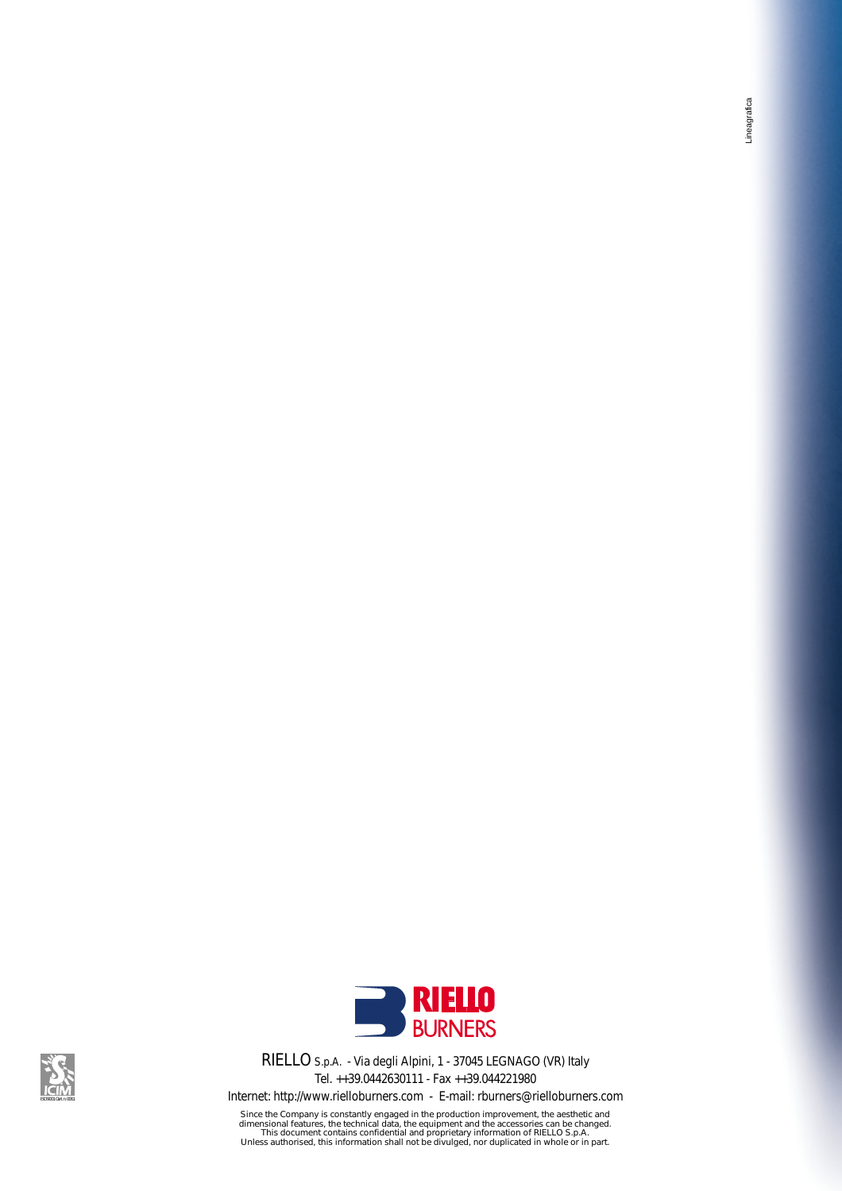Lineagrafica

RIELLO BURNERS

RIELLO S.p.A. - Via degli Alpini, 1 - 37045 LEGNAGO (VR) Italy
Tel. ++39.0442630111 - Fax ++39.044221980
Internet: http://www.rielloburners.com - E-mail: rburners@rielloburners.com

Since the Company is constantly engaged in the production improvement, the aesthetic and dimensional features, the technical data, the equipment and the accessories can be changed.
This document contains confidential and proprietary information of RIELLO S.p.A.
Unless authorised, this information shall not be divulged, nor duplicated in whole or in part.